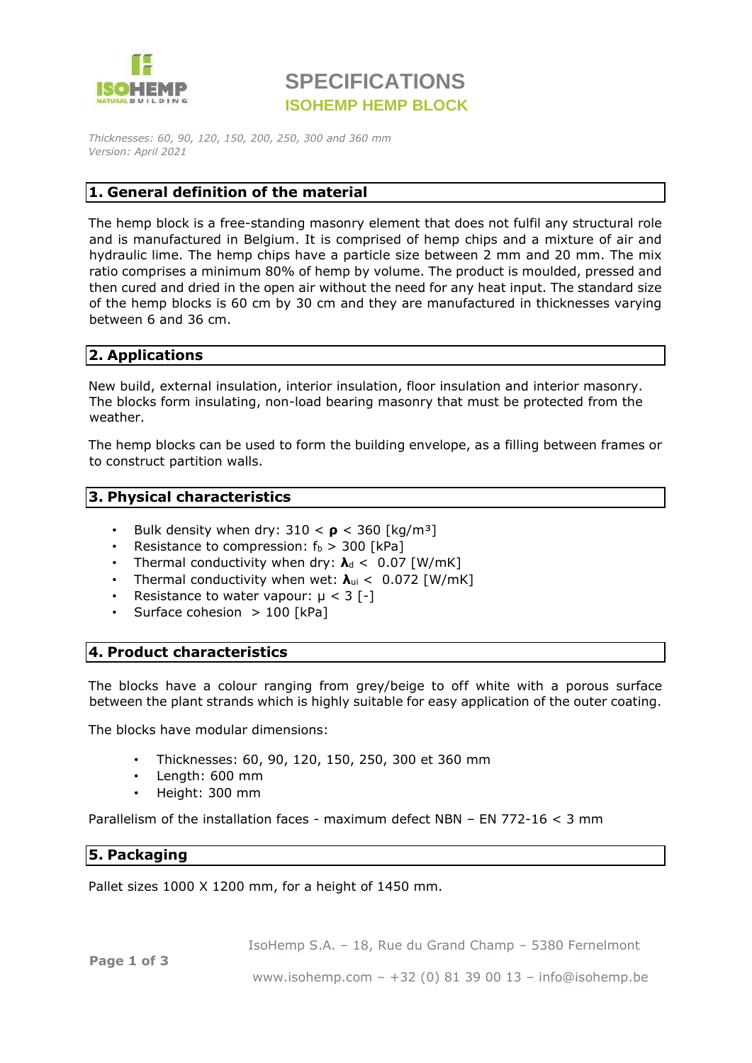# SPECIFICATIONS

## ISOHEMP HEMP BLOCK

*Thicknesses: 60, 90, 120, 150, 200, 250, 300 and 360 mm*
*Version: April 2021*

## 1. General definition of the material

The hemp block is a free-standing masonry element that does not fulfil any structural role and is manufactured in Belgium. It is comprised of hemp chips and a mixture of air and hydraulic lime. The hemp chips have a particle size between 2 mm and 20 mm. The mix ratio comprises a minimum 80% of hemp by volume. The product is moulded, pressed and then cured and dried in the open air without the need for any heat input. The standard size of the hemp blocks is 60 cm by 30 cm and they are manufactured in thicknesses varying between 6 and 36 cm.

## 2. Applications

New build, external insulation, interior insulation, floor insulation and interior masonry. The blocks form insulating, non-load bearing masonry that must be protected from the weather.

The hemp blocks can be used to form the building envelope, as a filling between frames or to construct partition walls.

## 3. Physical characteristics

- Bulk density when dry: $310 < \boldsymbol{\rho} < 360$ [kg/m³]
- Resistance to compression: $f_b > 300$ [kPa]
- Thermal conductivity when dry: $\boldsymbol{\lambda}_d < 0.07$ [W/mK]
- Thermal conductivity when wet: $\boldsymbol{\lambda}_{ui} < 0.072$ [W/mK]
- Resistance to water vapour: $\mu < 3$ [-]
- Surface cohesion > 100 [kPa]

## 4. Product characteristics

The blocks have a colour ranging from grey/beige to off white with a porous surface between the plant strands which is highly suitable for easy application of the outer coating.

The blocks have modular dimensions:

- Thicknesses: 60, 90, 120, 150, 250, 300 et 360 mm
- Length: 600 mm
- Height: 300 mm

Parallelism of the installation faces - maximum defect NBN – EN 772-16 < 3 mm

## 5. Packaging

Pallet sizes 1000 X 1200 mm, for a height of 1450 mm.

IsoHemp S.A. – 18, Rue du Grand Champ – 5380 Fernelmont

www.isohemp.com – +32 (0) 81 39 00 13 – info@isohemp.be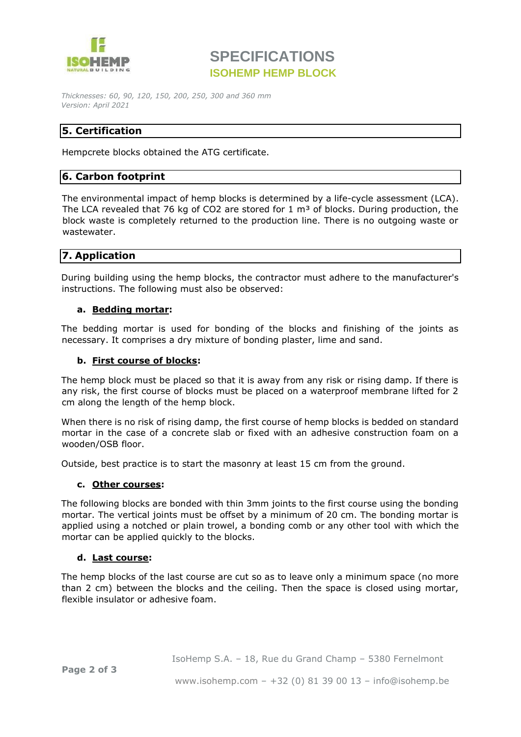## 5. Certification

Hempcrete blocks obtained the ATG certificate.

## 6. Carbon footprint

The environmental impact of hemp blocks is determined by a life-cycle assessment (LCA). The LCA revealed that 76 kg of $CO_2$ are stored for 1 $m^3$ of blocks. During production, the block waste is completely returned to the production line. There is no outgoing waste or wastewater.

## 7. Application

During building using the hemp blocks, the contractor must adhere to the manufacturer's instructions. The following must also be observed:

### a. Bedding mortar:

The bedding mortar is used for bonding of the blocks and finishing of the joints as necessary. It comprises a dry mixture of bonding plaster, lime and sand.

### b. First course of blocks:

The hemp block must be placed so that it is away from any risk or rising damp. If there is any risk, the first course of blocks must be placed on a waterproof membrane lifted for 2 cm along the length of the hemp block.

When there is no risk of rising damp, the first course of hemp blocks is bedded on standard mortar in the case of a concrete slab or fixed with an adhesive construction foam on a wooden/OSB floor.

Outside, best practice is to start the masonry at least 15 cm from the ground.

### c. Other courses:

The following blocks are bonded with thin 3mm joints to the first course using the bonding mortar. The vertical joints must be offset by a minimum of 20 cm. The bonding mortar is applied using a notched or plain trowel, a bonding comb or any other tool with which the mortar can be applied quickly to the blocks.

### d. Last course:

The hemp blocks of the last course are cut so as to leave only a minimum space (no more than 2 cm) between the blocks and the ceiling. Then the space is closed using mortar, flexible insulator or adhesive foam.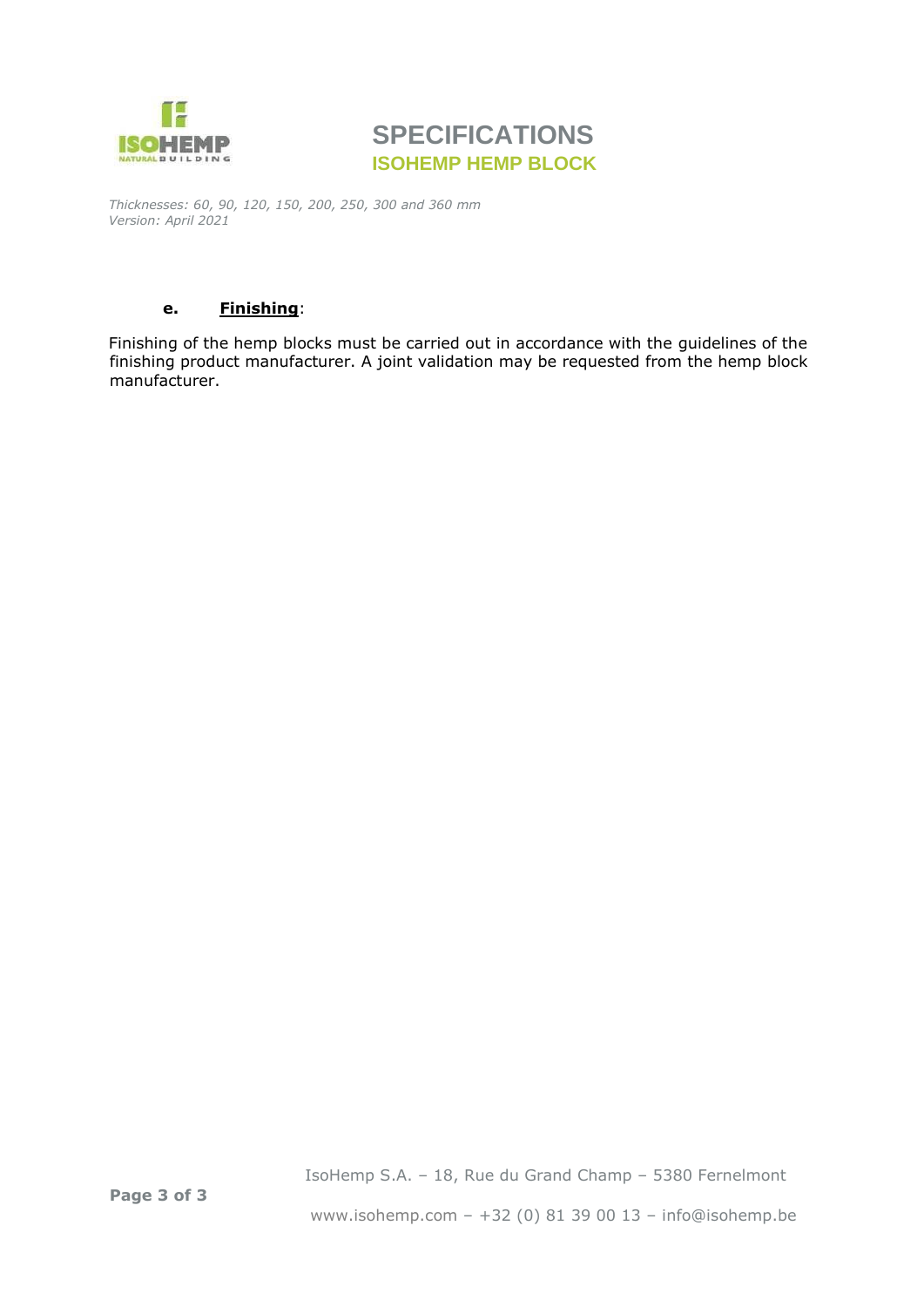**e. <u>Finishing</u>**:

Finishing of the hemp blocks must be carried out in accordance with the guidelines of the finishing product manufacturer. A joint validation may be requested from the hemp block manufacturer.